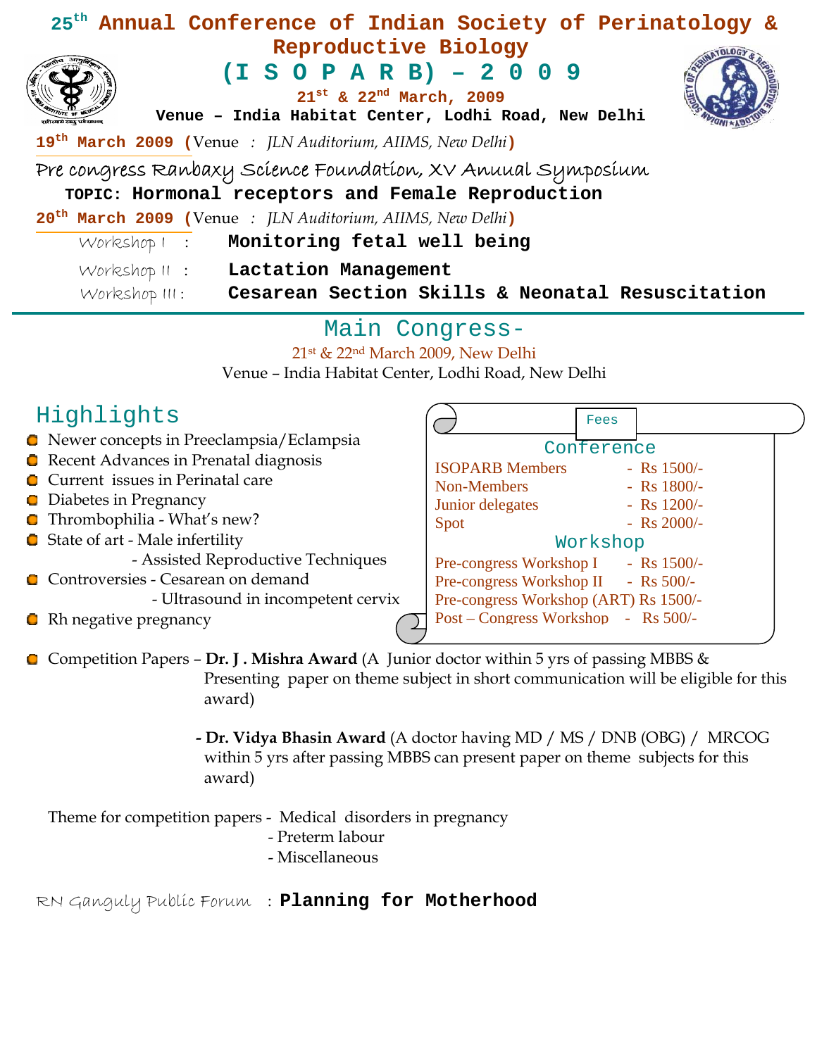# 25th Annual Conference of Indian Society of Perinatology & Reproductive Biology

# (I S O P A R B) – 2 0 0 9

**21st & 22nd March, 2009**

**Venue – India Habitat Center, Lodhi Road, New Delhi**

**19th March 2009** (Venue : *JLN Auditorium, AIIMS, New Delhi*)

Pre congress Ranbaxy Science Foundation, XV Annual Symposium

**TOPIC: Hormonal receptors and Female Reproduction**

**20th March 2009** (Venue : *JLN Auditorium, AIIMS, New Delhi*)

- Workshop I : **Monitoring fetal well being**
- Workshop II : **Lactation Management**
- Workshop III : **Cesarean Section Skills & Neonatal Resuscitation**

## Main Congress-

21st & 22nd March 2009, New Delhi

Venue – India Habitat Center, Lodhi Road, New Delhi

## Highlights

- Newer concepts in Preeclampsia/Eclampsia
- Recent Advances in Prenatal diagnosis
- Current issues in Perinatal care
- Diabetes in Pregnancy
- Thrombophilia - What's new?
- State of art - Male infertility
  - Assisted Reproductive Techniques
- Controversies - Cesarean on demand
  - Ultrasound in incompetent cervix
- Rh negative pregnancy

### Fees

**Conference**

| | |
|---|---|
| ISOPARB Members | - Rs 1500/- |
| Non-Members | - Rs 1800/- |
| Junior delegates | - Rs 1200/- |
| Spot | - Rs 2000/- |

**Workshop**

| | |
|---|---|
| Pre-congress Workshop I | - Rs 1500/- |
| Pre-congress Workshop II | - Rs 500/- |
| Pre-congress Workshop (ART) | Rs 1500/- |
| Post – Congress Workshop | - Rs 500/- |

- Competition Papers – **Dr. J . Mishra Award** (A Junior doctor within 5 yrs of passing MBBS & Presenting paper on theme subject in short communication will be eligible for this award)

  - **Dr. Vidya Bhasin Award** (A doctor having MD / MS / DNB (OBG) / MRCOG within 5 yrs after passing MBBS can present paper on theme subjects for this award)

Theme for competition papers - Medical disorders in pregnancy
- Preterm labour
- Miscellaneous

RN Ganguly Public Forum : **Planning for Motherhood**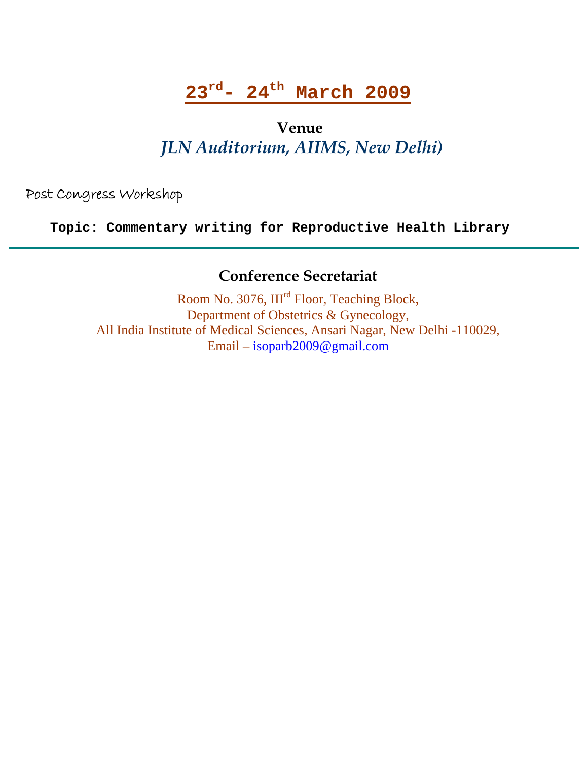# 23rd- 24th March 2009

**Venue**

*JLN Auditorium, AIIMS, New Delhi)*

Post Congress Workshop

**Topic: Commentary writing for Reproductive Health Library**

---

## Conference Secretariat

Room No. 3076, IIIrd Floor, Teaching Block,
Department of Obstetrics & Gynecology,
All India Institute of Medical Sciences, Ansari Nagar, New Delhi -110029,
Email – isoparb2009@gmail.com